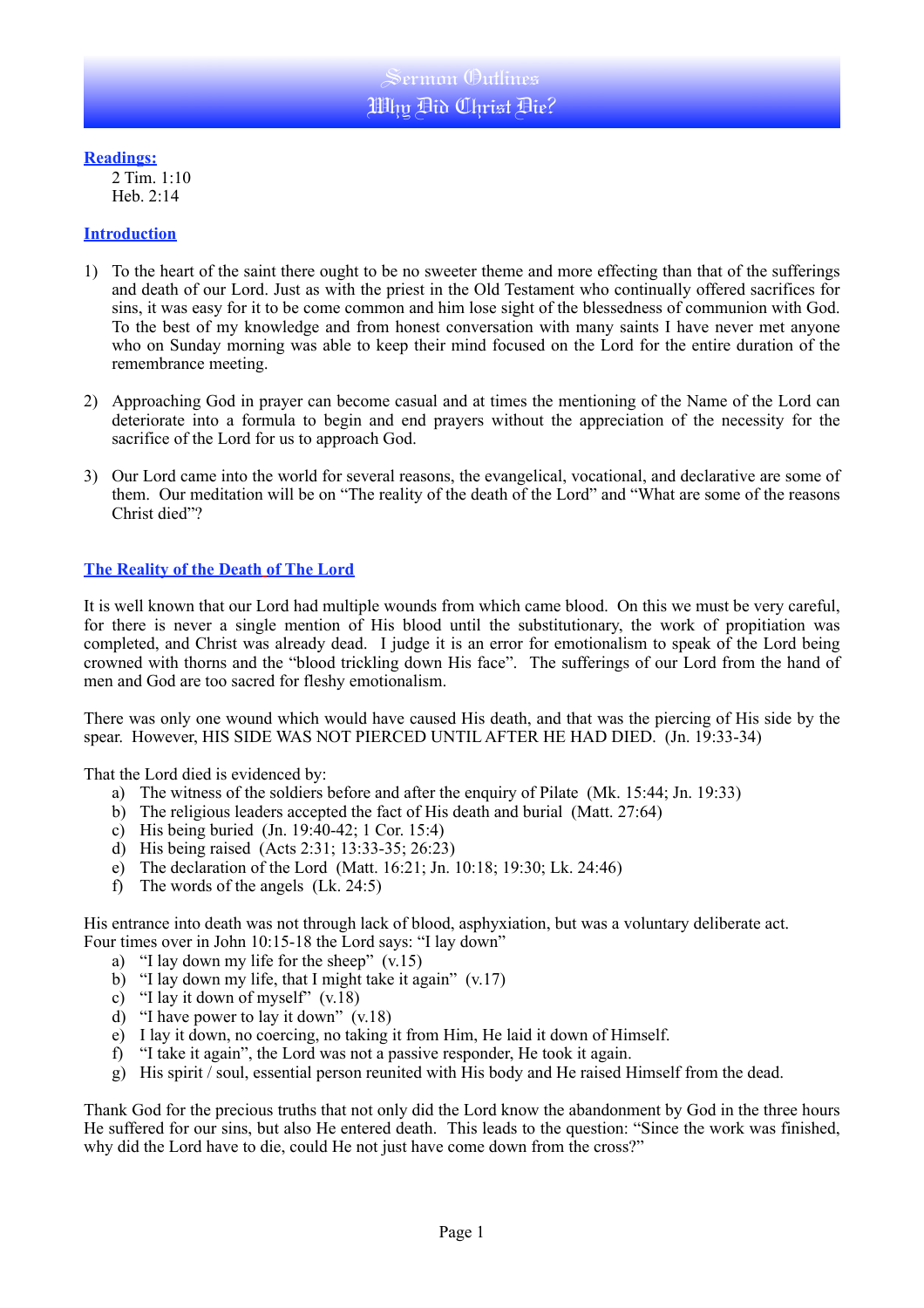# Sermon Outlines
## Why Did Christ Die?

**Readings:**

2 Tim. 1:10
Heb. 2:14

**Introduction**

1) To the heart of the saint there ought to be no sweeter theme and more effecting than that of the sufferings and death of our Lord. Just as with the priest in the Old Testament who continually offered sacrifices for sins, it was easy for it to be come common and him lose sight of the blessedness of communion with God. To the best of my knowledge and from honest conversation with many saints I have never met anyone who on Sunday morning was able to keep their mind focused on the Lord for the entire duration of the remembrance meeting.

2) Approaching God in prayer can become casual and at times the mentioning of the Name of the Lord can deteriorate into a formula to begin and end prayers without the appreciation of the necessity for the sacrifice of the Lord for us to approach God.

3) Our Lord came into the world for several reasons, the evangelical, vocational, and declarative are some of them. Our meditation will be on "The reality of the death of the Lord" and "What are some of the reasons Christ died"?

**The Reality of the Death of The Lord**

It is well known that our Lord had multiple wounds from which came blood. On this we must be very careful, for there is never a single mention of His blood until the substitutionary, the work of propitiation was completed, and Christ was already dead. I judge it is an error for emotionalism to speak of the Lord being crowned with thorns and the "blood trickling down His face". The sufferings of our Lord from the hand of men and God are too sacred for fleshy emotionalism.

There was only one wound which would have caused His death, and that was the piercing of His side by the spear. However, HIS SIDE WAS NOT PIERCED UNTIL AFTER HE HAD DIED. (Jn. 19:33-34)

That the Lord died is evidenced by:

a) The witness of the soldiers before and after the enquiry of Pilate (Mk. 15:44; Jn. 19:33)
b) The religious leaders accepted the fact of His death and burial (Matt. 27:64)
c) His being buried (Jn. 19:40-42; 1 Cor. 15:4)
d) His being raised (Acts 2:31; 13:33-35; 26:23)
e) The declaration of the Lord (Matt. 16:21; Jn. 10:18; 19:30; Lk. 24:46)
f) The words of the angels (Lk. 24:5)

His entrance into death was not through lack of blood, asphyxiation, but was a voluntary deliberate act.
Four times over in John 10:15-18 the Lord says: "I lay down"

a) "I lay down my life for the sheep" (v.15)
b) "I lay down my life, that I might take it again" (v.17)
c) "I lay it down of myself" (v.18)
d) "I have power to lay it down" (v.18)
e) I lay it down, no coercing, no taking it from Him, He laid it down of Himself.
f) "I take it again", the Lord was not a passive responder, He took it again.
g) His spirit / soul, essential person reunited with His body and He raised Himself from the dead.

Thank God for the precious truths that not only did the Lord know the abandonment by God in the three hours He suffered for our sins, but also He entered death. This leads to the question: "Since the work was finished, why did the Lord have to die, could He not just have come down from the cross?"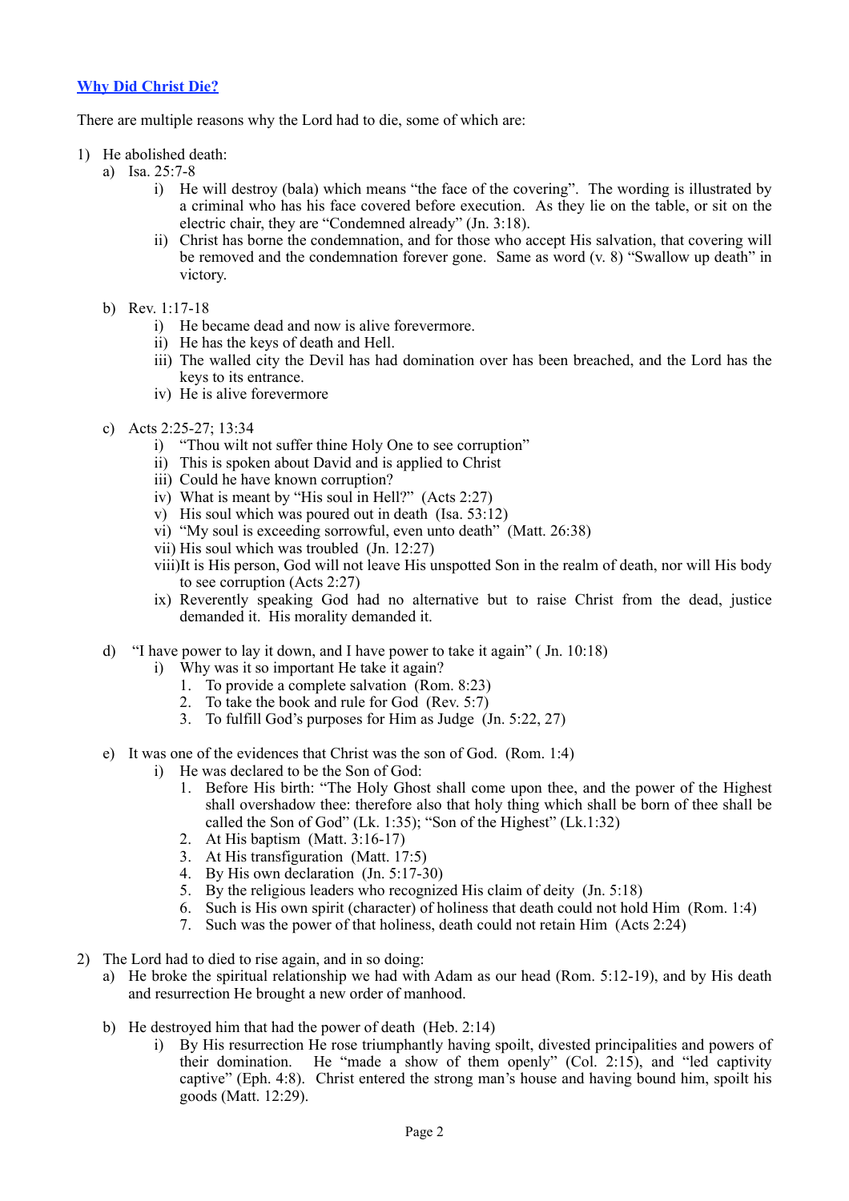## Why Did Christ Die?

There are multiple reasons why the Lord had to die, some of which are:

1) He abolished death:
   a) Isa. 25:7-8
      i) He will destroy (bala) which means "the face of the covering". The wording is illustrated by a criminal who has his face covered before execution. As they lie on the table, or sit on the electric chair, they are "Condemned already" (Jn. 3:18).
      ii) Christ has borne the condemnation, and for those who accept His salvation, that covering will be removed and the condemnation forever gone. Same as word (v. 8) "Swallow up death" in victory.

   b) Rev. 1:17-18
      i) He became dead and now is alive forevermore.
      ii) He has the keys of death and Hell.
      iii) The walled city the Devil has had domination over has been breached, and the Lord has the keys to its entrance.
      iv) He is alive forevermore

   c) Acts 2:25-27; 13:34
      i) "Thou wilt not suffer thine Holy One to see corruption"
      ii) This is spoken about David and is applied to Christ
      iii) Could he have known corruption?
      iv) What is meant by "His soul in Hell?" (Acts 2:27)
      v) His soul which was poured out in death (Isa. 53:12)
      vi) "My soul is exceeding sorrowful, even unto death" (Matt. 26:38)
      vii) His soul which was troubled (Jn. 12:27)
      viii) It is His person, God will not leave His unspotted Son in the realm of death, nor will His body to see corruption (Acts 2:27)
      ix) Reverently speaking God had no alternative but to raise Christ from the dead, justice demanded it. His morality demanded it.

   d) "I have power to lay it down, and I have power to take it again" ( Jn. 10:18)
      i) Why was it so important He take it again?
         1. To provide a complete salvation (Rom. 8:23)
         2. To take the book and rule for God (Rev. 5:7)
         3. To fulfill God's purposes for Him as Judge (Jn. 5:22, 27)

   e) It was one of the evidences that Christ was the son of God. (Rom. 1:4)
      i) He was declared to be the Son of God:
         1. Before His birth: "The Holy Ghost shall come upon thee, and the power of the Highest shall overshadow thee: therefore also that holy thing which shall be born of thee shall be called the Son of God" (Lk. 1:35); "Son of the Highest" (Lk.1:32)
         2. At His baptism (Matt. 3:16-17)
         3. At His transfiguration (Matt. 17:5)
         4. By His own declaration (Jn. 5:17-30)
         5. By the religious leaders who recognized His claim of deity (Jn. 5:18)
         6. Such is His own spirit (character) of holiness that death could not hold Him (Rom. 1:4)
         7. Such was the power of that holiness, death could not retain Him (Acts 2:24)

2) The Lord had to died to rise again, and in so doing:
   a) He broke the spiritual relationship we had with Adam as our head (Rom. 5:12-19), and by His death and resurrection He brought a new order of manhood.

   b) He destroyed him that had the power of death (Heb. 2:14)
      i) By His resurrection He rose triumphantly having spoilt, divested principalities and powers of their domination. He "made a show of them openly" (Col. 2:15), and "led captivity captive" (Eph. 4:8). Christ entered the strong man's house and having bound him, spoilt his goods (Matt. 12:29).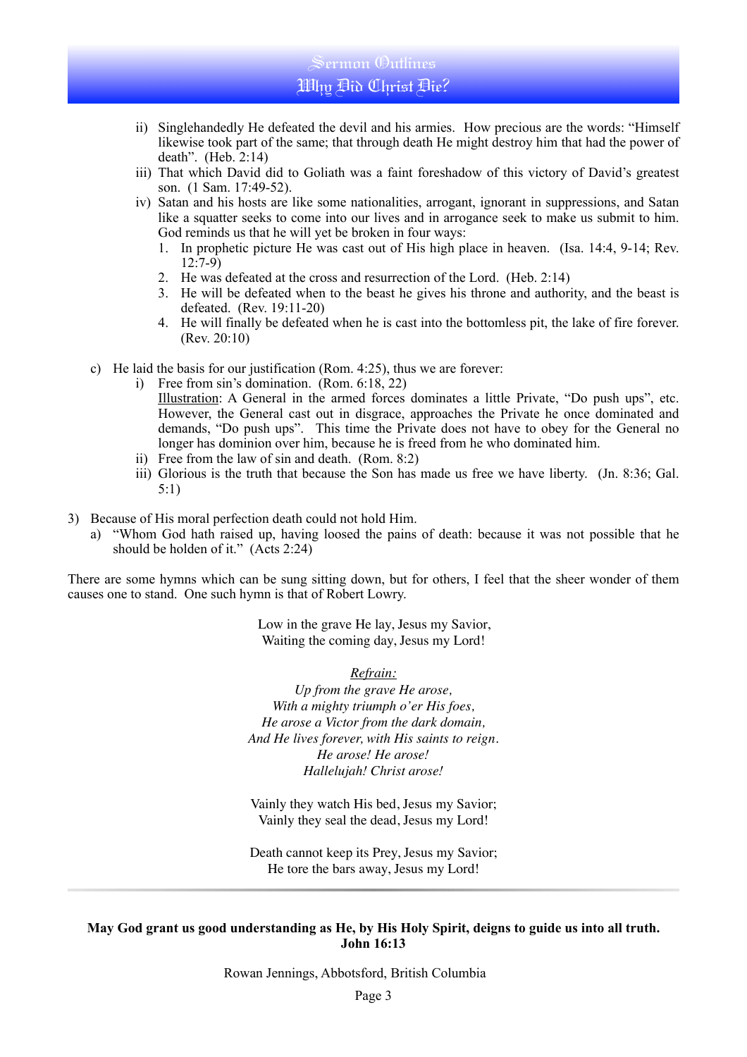- ii) Singlehandedly He defeated the devil and his armies. How precious are the words: "Himself likewise took part of the same; that through death He might destroy him that had the power of death". (Heb. 2:14)
- iii) That which David did to Goliath was a faint foreshadow of this victory of David's greatest son. (1 Sam. 17:49-52).
- iv) Satan and his hosts are like some nationalities, arrogant, ignorant in suppressions, and Satan like a squatter seeks to come into our lives and in arrogance seek to make us submit to him. God reminds us that he will yet be broken in four ways:
  1. In prophetic picture He was cast out of His high place in heaven. (Isa. 14:4, 9-14; Rev. 12:7-9)
  2. He was defeated at the cross and resurrection of the Lord. (Heb. 2:14)
  3. He will be defeated when to the beast he gives his throne and authority, and the beast is defeated. (Rev. 19:11-20)
  4. He will finally be defeated when he is cast into the bottomless pit, the lake of fire forever. (Rev. 20:10)

c) He laid the basis for our justification (Rom. 4:25), thus we are forever:
- i) Free from sin's domination. (Rom. 6:18, 22)
  <u>Illustration</u>: A General in the armed forces dominates a little Private, "Do push ups", etc. However, the General cast out in disgrace, approaches the Private he once dominated and demands, "Do push ups". This time the Private does not have to obey for the General no longer has dominion over him, because he is freed from he who dominated him.
- ii) Free from the law of sin and death. (Rom. 8:2)
- iii) Glorious is the truth that because the Son has made us free we have liberty. (Jn. 8:36; Gal. 5:1)

3) Because of His moral perfection death could not hold Him.
   a) "Whom God hath raised up, having loosed the pains of death: because it was not possible that he should be holden of it." (Acts 2:24)

There are some hymns which can be sung sitting down, but for others, I feel that the sheer wonder of them causes one to stand. One such hymn is that of Robert Lowry.

Low in the grave He lay, Jesus my Savior,
Waiting the coming day, Jesus my Lord!

*<u>Refrain:</u>*
*Up from the grave He arose,*
*With a mighty triumph o'er His foes,*
*He arose a Victor from the dark domain,*
*And He lives forever, with His saints to reign.*
*He arose! He arose!*
*Hallelujah! Christ arose!*

Vainly they watch His bed, Jesus my Savior;
Vainly they seal the dead, Jesus my Lord!

Death cannot keep its Prey, Jesus my Savior;
He tore the bars away, Jesus my Lord!

---

**May God grant us good understanding as He, by His Holy Spirit, deigns to guide us into all truth. John 16:13**

Rowan Jennings, Abbotsford, British Columbia